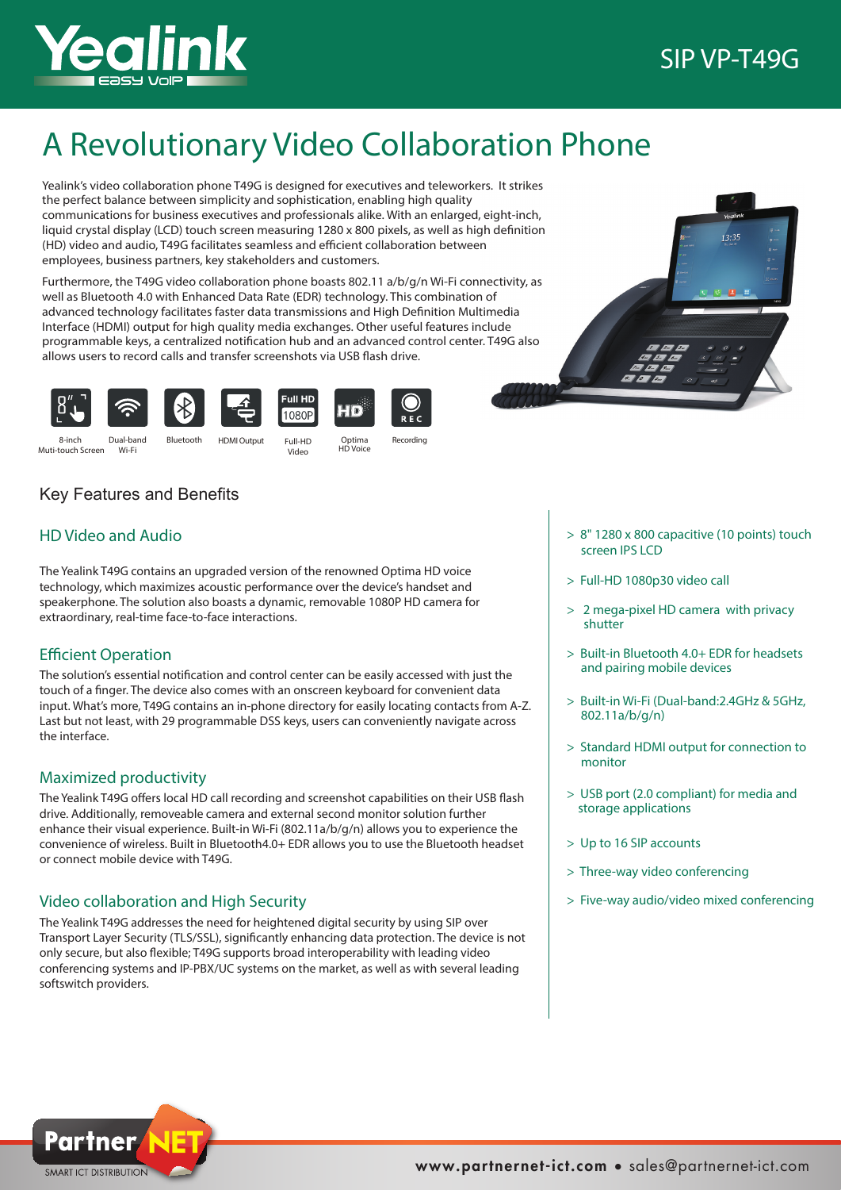Yealink Easy VoIP

SIP VP-T49G

# A Revolutionary Video Collaboration Phone

Yealink's video collaboration phone T49G is designed for executives and teleworkers. It strikes the perfect balance between simplicity and sophistication, enabling high quality communications for business executives and professionals alike. With an enlarged, eight-inch, liquid crystal display (LCD) touch screen measuring 1280 x 800 pixels, as well as high definition (HD) video and audio, T49G facilitates seamless and efficient collaboration between employees, business partners, key stakeholders and customers.

Furthermore, the T49G video collaboration phone boasts 802.11 a/b/g/n Wi-Fi connectivity, as well as Bluetooth 4.0 with Enhanced Data Rate (EDR) technology. This combination of advanced technology facilitates faster data transmissions and High Definition Multimedia Interface (HDMI) output for high quality media exchanges. Other useful features include programmable keys, a centralized notification hub and an advanced control center. T49G also allows users to record calls and transfer screenshots via USB flash drive.

8-inch Muti-touch Screen | Dual-band Wi-Fi | Bluetooth | HDMI Output | Full-HD Video | Optima HD Voice | Recording

## Key Features and Benefits

### HD Video and Audio

The Yealink T49G contains an upgraded version of the renowned Optima HD voice technology, which maximizes acoustic performance over the device's handset and speakerphone. The solution also boasts a dynamic, removable 1080P HD camera for extraordinary, real-time face-to-face interactions.

### Efficient Operation

The solution's essential notification and control center can be easily accessed with just the touch of a finger. The device also comes with an onscreen keyboard for convenient data input. What's more, T49G contains an in-phone directory for easily locating contacts from A-Z. Last but not least, with 29 programmable DSS keys, users can conveniently navigate across the interface.

### Maximized productivity

The Yealink T49G offers local HD call recording and screenshot capabilities on their USB flash drive. Additionally, removeable camera and external second monitor solution further enhance their visual experience. Built-in Wi-Fi (802.11a/b/g/n) allows you to experience the convenience of wireless. Built in Bluetooth4.0+ EDR allows you to use the Bluetooth headset or connect mobile device with T49G.

### Video collaboration and High Security

The Yealink T49G addresses the need for heightened digital security by using SIP over Transport Layer Security (TLS/SSL), significantly enhancing data protection. The device is not only secure, but also flexible; T49G supports broad interoperability with leading video conferencing systems and IP-PBX/UC systems on the market, as well as with several leading softswitch providers.

- 8" 1280 x 800 capacitive (10 points) touch screen IPS LCD
- Full-HD 1080p30 video call
- 2 mega-pixel HD camera with privacy shutter
- Built-in Bluetooth 4.0+ EDR for headsets and pairing mobile devices
- Built-in Wi-Fi (Dual-band:2.4GHz & 5GHz, 802.11a/b/g/n)
- Standard HDMI output for connection to monitor
- USB port (2.0 compliant) for media and storage applications
- Up to 16 SIP accounts
- Three-way video conferencing
- Five-way audio/video mixed conferencing

Partner NET SMART ICT DISTRIBUTION

www.partnernet-ict.com • sales@partnernet-ict.com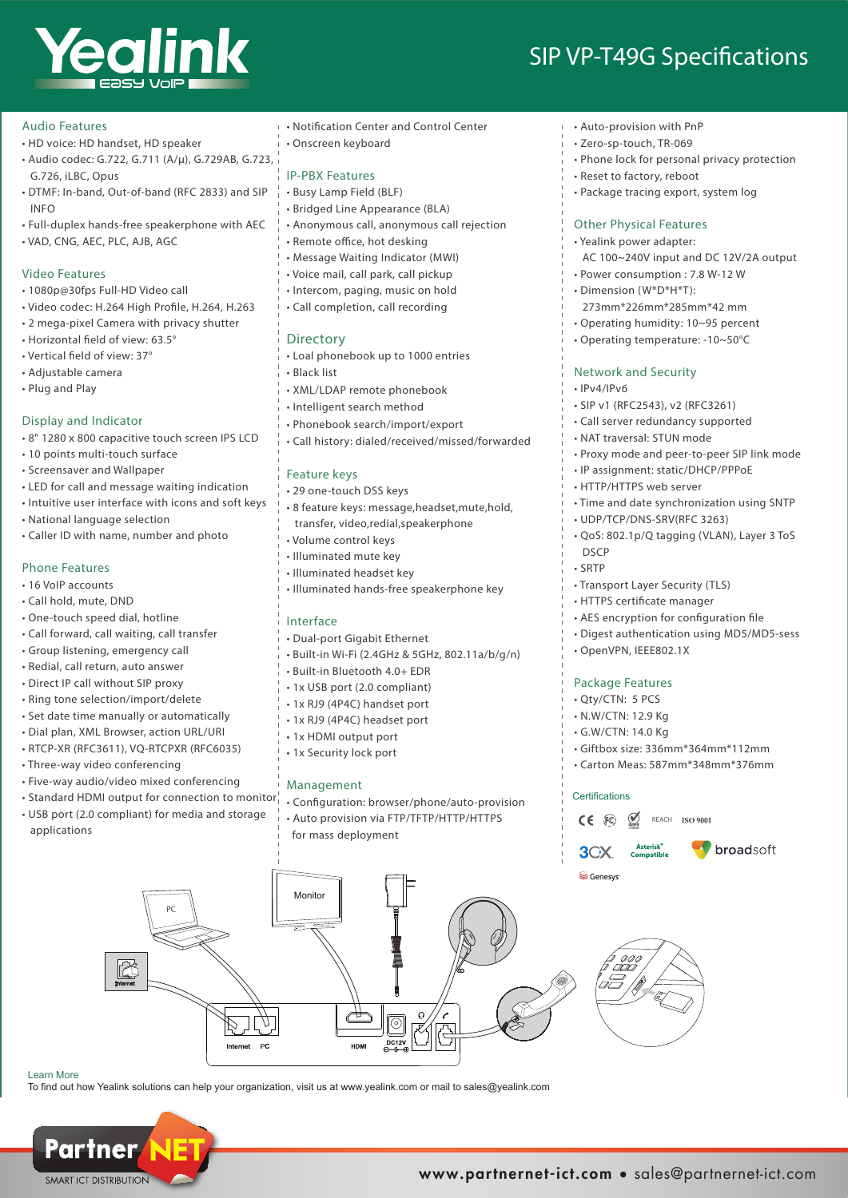# SIP VP-T49G Specifications

## Audio Features

- HD voice: HD handset, HD speaker
- Audio codec: G.722, G.711 (A/μ), G.729AB, G.723, G.726, iLBC, Opus
- DTMF: In-band, Out-of-band (RFC 2833) and SIP INFO
- Full-duplex hands-free speakerphone with AEC
- VAD, CNG, AEC, PLC, AJB, AGC

## Video Features

- 1080p@30fps Full-HD Video call
- Video codec: H.264 High Profile, H.264, H.263
- 2 mega-pixel Camera with privacy shutter
- Horizontal field of view: 63.5°
- Vertical field of view: 37°
- Adjustable camera
- Plug and Play

## Display and Indicator

- 8" 1280 x 800 capacitive touch screen IPS LCD
- 10 points multi-touch surface
- Screensaver and Wallpaper
- LED for call and message waiting indication
- Intuitive user interface with icons and soft keys
- National language selection
- Caller ID with name, number and photo

## Phone Features

- 16 VoIP accounts
- Call hold, mute, DND
- One-touch speed dial, hotline
- Call forward, call waiting, call transfer
- Group listening, emergency call
- Redial, call return, auto answer
- Direct IP call without SIP proxy
- Ring tone selection/import/delete
- Set date time manually or automatically
- Dial plan, XML Browser, action URL/URI
- RTCP-XR (RFC3611), VQ-RTCPXR (RFC6035)
- Three-way video conferencing
- Five-way audio/video mixed conferencing
- Standard HDMI output for connection to monitor
- USB port (2.0 compliant) for media and storage applications
- Notification Center and Control Center
- Onscreen keyboard

## IP-PBX Features

- Busy Lamp Field (BLF)
- Bridged Line Appearance (BLA)
- Anonymous call, anonymous call rejection
- Remote office, hot desking
- Message Waiting Indicator (MWI)
- Voice mail, call park, call pickup
- Intercom, paging, music on hold
- Call completion, call recording

## Directory

- Loal phonebook up to 1000 entries
- Black list
- XML/LDAP remote phonebook
- Intelligent search method
- Phonebook search/import/export
- Call history: dialed/received/missed/forwarded

## Feature keys

- 29 one-touch DSS keys
- 8 feature keys: message,headset,mute,hold, transfer, video,redial,speakerphone
- Volume control keys
- Illuminated mute key
- Illuminated headset key
- Illuminated hands-free speakerphone key

## Interface

- Dual-port Gigabit Ethernet
- Built-in Wi-Fi (2.4GHz & 5GHz, 802.11a/b/g/n)
- Built-in Bluetooth 4.0+ EDR
- 1x USB port (2.0 compliant)
- 1x RJ9 (4P4C) handset port
- 1x RJ9 (4P4C) headset port
- 1x HDMI output port
- 1x Security lock port

## Management

- Configuration: browser/phone/auto-provision
- Auto provision via FTP/TFTP/HTTP/HTTPS for mass deployment
- Auto-provision with PnP
- Zero-sp-touch, TR-069
- Phone lock for personal privacy protection
- Reset to factory, reboot
- Package tracing export, system log

## Other Physical Features

- Yealink power adapter: AC 100~240V input and DC 12V/2A output
- Power consumption : 7.8 W-12 W
- Dimension (W*D*H*T): 273mm*226mm*285mm*42 mm
- Operating humidity: 10~95 percent
- Operating temperature: -10~50°C

## Network and Security

- IPv4/IPv6
- SIP v1 (RFC2543), v2 (RFC3261)
- Call server redundancy supported
- NAT traversal: STUN mode
- Proxy mode and peer-to-peer SIP link mode
- IP assignment: static/DHCP/PPPoE
- HTTP/HTTPS web server
- Time and date synchronization using SNTP
- UDP/TCP/DNS-SRV(RFC 3263)
- QoS: 802.1p/Q tagging (VLAN), Layer 3 ToS DSCP
- SRTP
- Transport Layer Security (TLS)
- HTTPS certificate manager
- AES encryption for configuration file
- Digest authentication using MD5/MD5-sess
- OpenVPN, IEEE802.1X

## Package Features

- Qty/CTN: 5 PCS
- N.W/CTN: 12.9 Kg
- G.W/CTN: 14.0 Kg
- Giftbox size: 336mm*364mm*112mm
- Carton Meas: 587mm*348mm*376mm

## Certifications

CE FC REACH ISO 9001

3CX Asterisk Compatible broadsoft Genesys

PC
Monitor
Internet
Internet PC HDMI DC12V

Learn More

To find out how Yealink solutions can help your organization, visit us at www.yealink.com or mail to sales@yealink.com

Partner NET SMART ICT DISTRIBUTION

www.partnernet-ict.com • sales@partnernet-ict.com